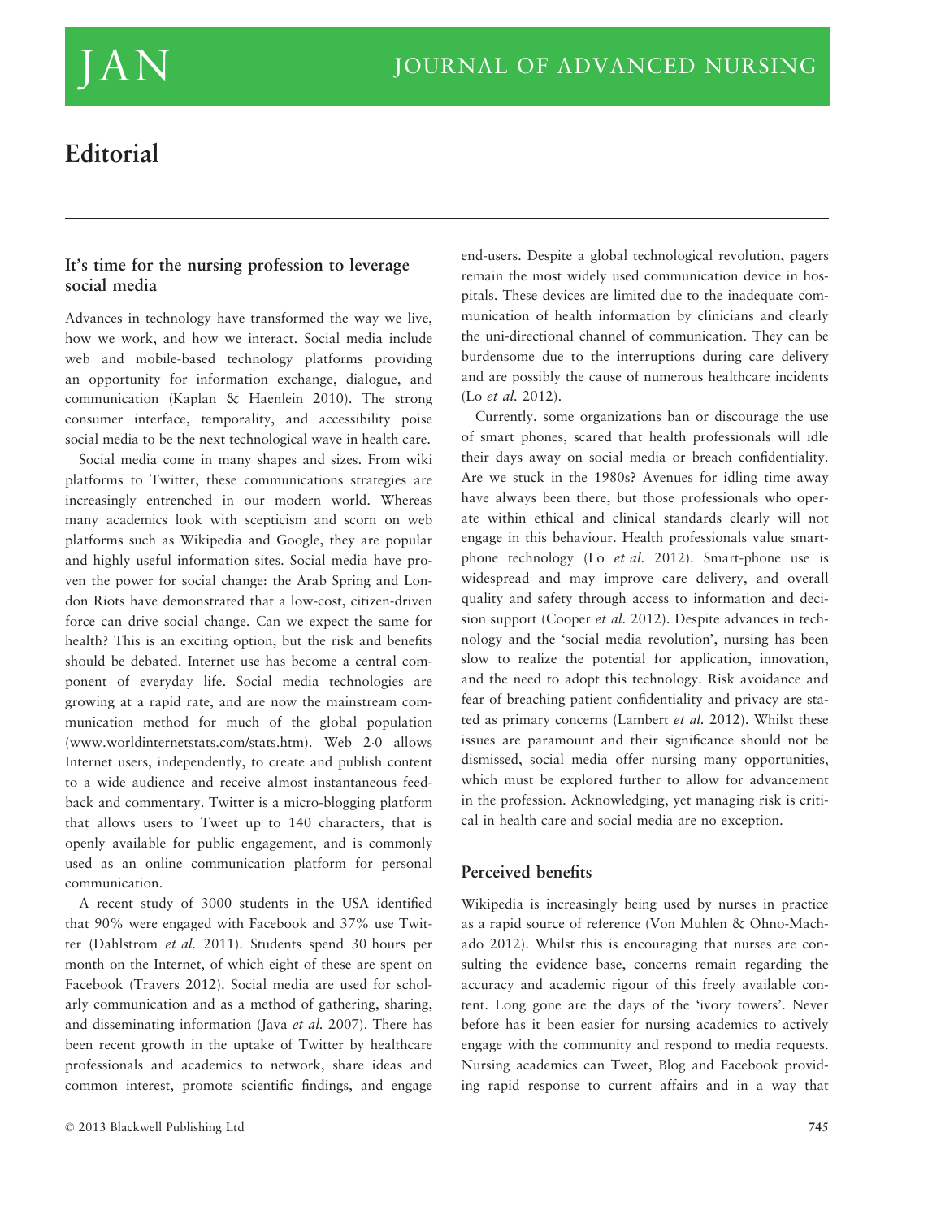# Editorial

## It's time for the nursing profession to leverage social media

Advances in technology have transformed the way we live, how we work, and how we interact. Social media include web and mobile-based technology platforms providing an opportunity for information exchange, dialogue, and communication (Kaplan & Haenlein 2010). The strong consumer interface, temporality, and accessibility poise social media to be the next technological wave in health care.

Social media come in many shapes and sizes. From wiki platforms to Twitter, these communications strategies are increasingly entrenched in our modern world. Whereas many academics look with scepticism and scorn on web platforms such as Wikipedia and Google, they are popular and highly useful information sites. Social media have proven the power for social change: the Arab Spring and London Riots have demonstrated that a low-cost, citizen-driven force can drive social change. Can we expect the same for health? This is an exciting option, but the risk and benefits should be debated. Internet use has become a central component of everyday life. Social media technologies are growing at a rapid rate, and are now the mainstream communication method for much of the global population (www.worldinternetstats.com/stats.htm). Web 2·0 allows Internet users, independently, to create and publish content to a wide audience and receive almost instantaneous feedback and commentary. Twitter is a micro-blogging platform that allows users to Tweet up to 140 characters, that is openly available for public engagement, and is commonly used as an online communication platform for personal communication.

A recent study of 3000 students in the USA identified that 90% were engaged with Facebook and 37% use Twitter (Dahlstrom *et al.* 2011). Students spend 30 hours per month on the Internet, of which eight of these are spent on Facebook (Travers 2012). Social media are used for scholarly communication and as a method of gathering, sharing, and disseminating information (Java *et al.* 2007). There has been recent growth in the uptake of Twitter by healthcare professionals and academics to network, share ideas and common interest, promote scientific findings, and engage end-users. Despite a global technological revolution, pagers remain the most widely used communication device in hospitals. These devices are limited due to the inadequate communication of health information by clinicians and clearly the uni-directional channel of communication. They can be burdensome due to the interruptions during care delivery and are possibly the cause of numerous healthcare incidents (Lo *et al.* 2012).

Currently, some organizations ban or discourage the use of smart phones, scared that health professionals will idle their days away on social media or breach confidentiality. Are we stuck in the 1980s? Avenues for idling time away have always been there, but those professionals who operate within ethical and clinical standards clearly will not engage in this behaviour. Health professionals value smart-phone technology (Lo *et al.* 2012). Smart-phone use is widespread and may improve care delivery, and overall quality and safety through access to information and decision support (Cooper *et al.* 2012). Despite advances in technology and the 'social media revolution', nursing has been slow to realize the potential for application, innovation, and the need to adopt this technology. Risk avoidance and fear of breaching patient confidentiality and privacy are stated as primary concerns (Lambert *et al.* 2012). Whilst these issues are paramount and their significance should not be dismissed, social media offer nursing many opportunities, which must be explored further to allow for advancement in the profession. Acknowledging, yet managing risk is critical in health care and social media are no exception.

## Perceived benefits

Wikipedia is increasingly being used by nurses in practice as a rapid source of reference (Von Muhlen & Ohno-Machado 2012). Whilst this is encouraging that nurses are consulting the evidence base, concerns remain regarding the accuracy and academic rigour of this freely available content. Long gone are the days of the 'ivory towers'. Never before has it been easier for nursing academics to actively engage with the community and respond to media requests. Nursing academics can Tweet, Blog and Facebook providing rapid response to current affairs and in a way that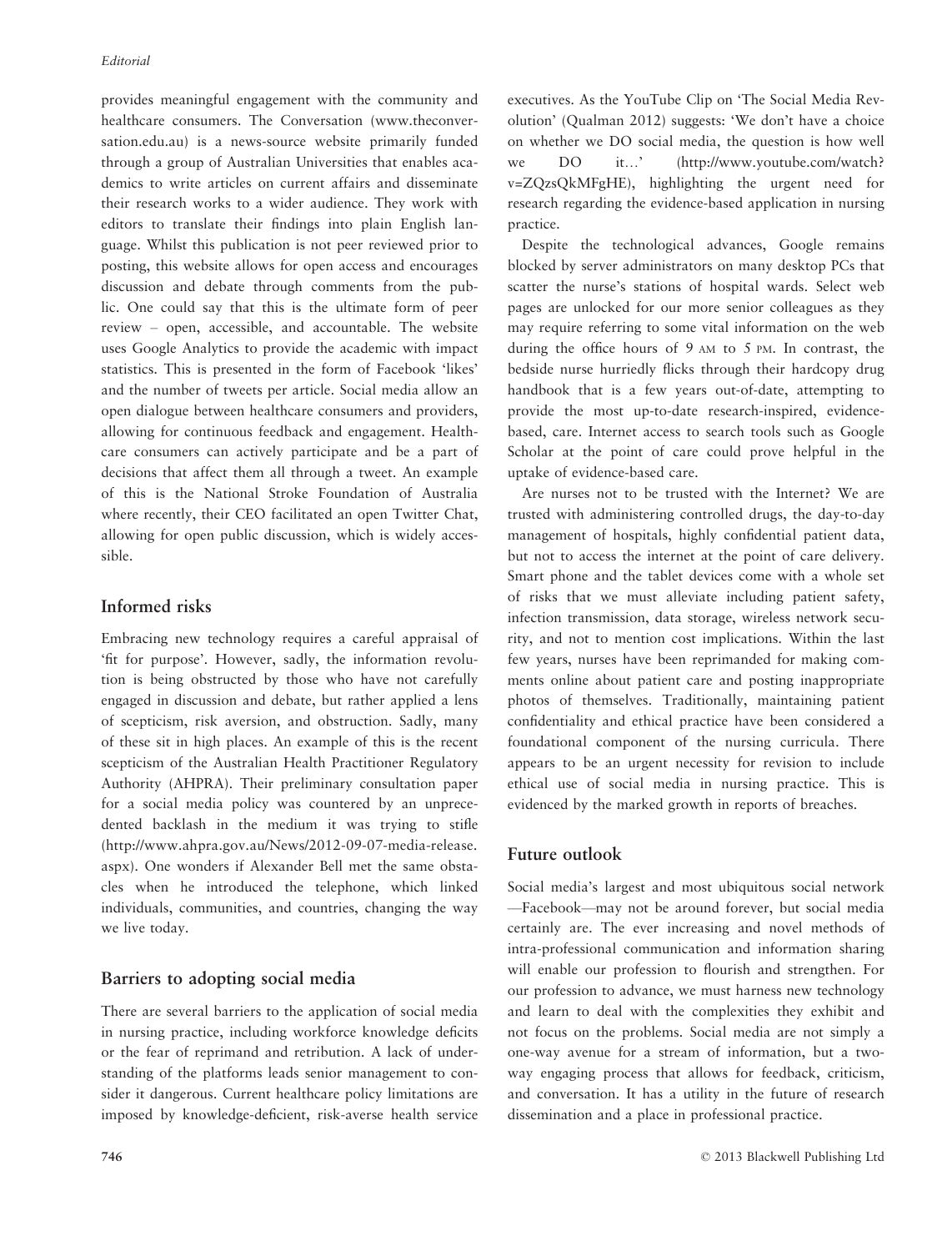provides meaningful engagement with the community and healthcare consumers. The Conversation (www.theconversation.edu.au) is a news-source website primarily funded through a group of Australian Universities that enables academics to write articles on current affairs and disseminate their research works to a wider audience. They work with editors to translate their findings into plain English language. Whilst this publication is not peer reviewed prior to posting, this website allows for open access and encourages discussion and debate through comments from the public. One could say that this is the ultimate form of peer review – open, accessible, and accountable. The website uses Google Analytics to provide the academic with impact statistics. This is presented in the form of Facebook 'likes' and the number of tweets per article. Social media allow an open dialogue between healthcare consumers and providers, allowing for continuous feedback and engagement. Healthcare consumers can actively participate and be a part of decisions that affect them all through a tweet. An example of this is the National Stroke Foundation of Australia where recently, their CEO facilitated an open Twitter Chat, allowing for open public discussion, which is widely accessible.

## Informed risks

Embracing new technology requires a careful appraisal of 'fit for purpose'. However, sadly, the information revolution is being obstructed by those who have not carefully engaged in discussion and debate, but rather applied a lens of scepticism, risk aversion, and obstruction. Sadly, many of these sit in high places. An example of this is the recent scepticism of the Australian Health Practitioner Regulatory Authority (AHPRA). Their preliminary consultation paper for a social media policy was countered by an unprecedented backlash in the medium it was trying to stifle (http://www.ahpra.gov.au/News/2012-09-07-media-release.aspx). One wonders if Alexander Bell met the same obstacles when he introduced the telephone, which linked individuals, communities, and countries, changing the way we live today.

## Barriers to adopting social media

There are several barriers to the application of social media in nursing practice, including workforce knowledge deficits or the fear of reprimand and retribution. A lack of understanding of the platforms leads senior management to consider it dangerous. Current healthcare policy limitations are imposed by knowledge-deficient, risk-averse health service executives. As the YouTube Clip on 'The Social Media Revolution' (Qualman 2012) suggests: 'We don't have a choice on whether we DO social media, the question is how well we DO it…' (http://www.youtube.com/watch?v=ZQzsQkMFgHE), highlighting the urgent need for research regarding the evidence-based application in nursing practice.

Despite the technological advances, Google remains blocked by server administrators on many desktop PCs that scatter the nurse's stations of hospital wards. Select web pages are unlocked for our more senior colleagues as they may require referring to some vital information on the web during the office hours of 9 AM to 5 PM. In contrast, the bedside nurse hurriedly flicks through their hardcopy drug handbook that is a few years out-of-date, attempting to provide the most up-to-date research-inspired, evidence-based, care. Internet access to search tools such as Google Scholar at the point of care could prove helpful in the uptake of evidence-based care.

Are nurses not to be trusted with the Internet? We are trusted with administering controlled drugs, the day-to-day management of hospitals, highly confidential patient data, but not to access the internet at the point of care delivery. Smart phone and the tablet devices come with a whole set of risks that we must alleviate including patient safety, infection transmission, data storage, wireless network security, and not to mention cost implications. Within the last few years, nurses have been reprimanded for making comments online about patient care and posting inappropriate photos of themselves. Traditionally, maintaining patient confidentiality and ethical practice have been considered a foundational component of the nursing curricula. There appears to be an urgent necessity for revision to include ethical use of social media in nursing practice. This is evidenced by the marked growth in reports of breaches.

## Future outlook

Social media's largest and most ubiquitous social network —Facebook—may not be around forever, but social media certainly are. The ever increasing and novel methods of intra-professional communication and information sharing will enable our profession to flourish and strengthen. For our profession to advance, we must harness new technology and learn to deal with the complexities they exhibit and not focus on the problems. Social media are not simply a one-way avenue for a stream of information, but a two-way engaging process that allows for feedback, criticism, and conversation. It has a utility in the future of research dissemination and a place in professional practice.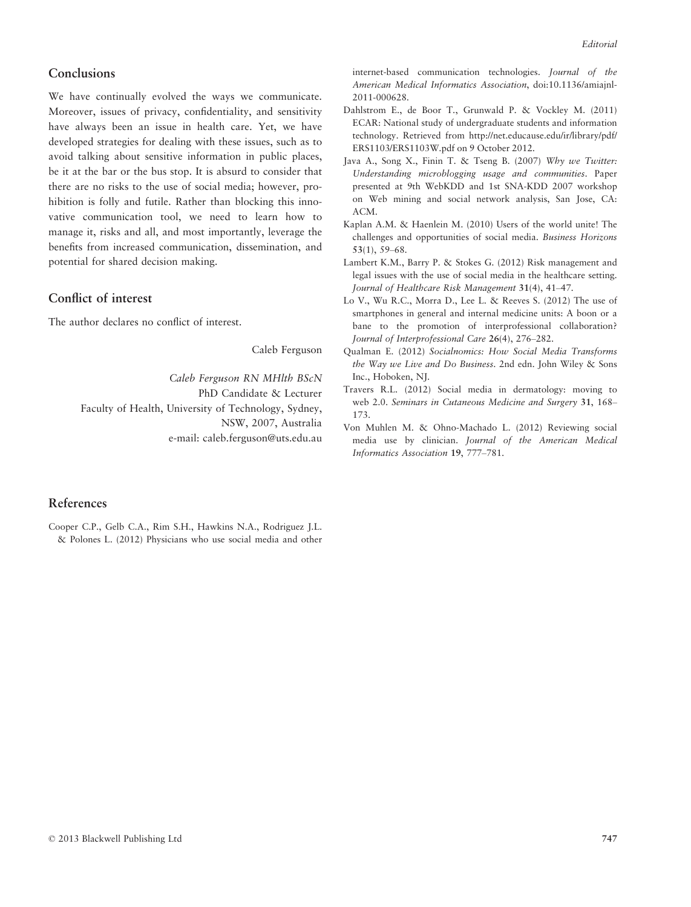## Conclusions

We have continually evolved the ways we communicate. Moreover, issues of privacy, confidentiality, and sensitivity have always been an issue in health care. Yet, we have developed strategies for dealing with these issues, such as to avoid talking about sensitive information in public places, be it at the bar or the bus stop. It is absurd to consider that there are no risks to the use of social media; however, prohibition is folly and futile. Rather than blocking this innovative communication tool, we need to learn how to manage it, risks and all, and most importantly, leverage the benefits from increased communication, dissemination, and potential for shared decision making.

## Conflict of interest

The author declares no conflict of interest.

Caleb Ferguson

*Caleb Ferguson RN MHlth BScN*
PhD Candidate & Lecturer
Faculty of Health, University of Technology, Sydney, NSW, 2007, Australia
e-mail: caleb.ferguson@uts.edu.au

## References

Cooper C.P., Gelb C.A., Rim S.H., Hawkins N.A., Rodriguez J.L. & Polones L. (2012) Physicians who use social media and other internet-based communication technologies. *Journal of the American Medical Informatics Association*, doi:10.1136/amiajnl-2011-000628.

Dahlstrom E., de Boor T., Grunwald P. & Vockley M. (2011) ECAR: National study of undergraduate students and information technology. Retrieved from http://net.educause.edu/ir/library/pdf/ERS1103/ERS1103W.pdf on 9 October 2012.

Java A., Song X., Finin T. & Tseng B. (2007) *Why we Twitter: Understanding microblogging usage and communities*. Paper presented at 9th WebKDD and 1st SNA-KDD 2007 workshop on Web mining and social network analysis, San Jose, CA: ACM.

Kaplan A.M. & Haenlein M. (2010) Users of the world unite! The challenges and opportunities of social media. *Business Horizons* **53**(1), 59–68.

Lambert K.M., Barry P. & Stokes G. (2012) Risk management and legal issues with the use of social media in the healthcare setting. *Journal of Healthcare Risk Management* **31**(4), 41–47.

Lo V., Wu R.C., Morra D., Lee L. & Reeves S. (2012) The use of smartphones in general and internal medicine units: A boon or a bane to the promotion of interprofessional collaboration? *Journal of Interprofessional Care* **26**(4), 276–282.

Qualman E. (2012) *Socialnomics: How Social Media Transforms the Way we Live and Do Business*. 2nd edn. John Wiley & Sons Inc., Hoboken, NJ.

Travers R.L. (2012) Social media in dermatology: moving to web 2.0. *Seminars in Cutaneous Medicine and Surgery* **31**, 168–173.

Von Muhlen M. & Ohno-Machado L. (2012) Reviewing social media use by clinician. *Journal of the American Medical Informatics Association* **19**, 777–781.